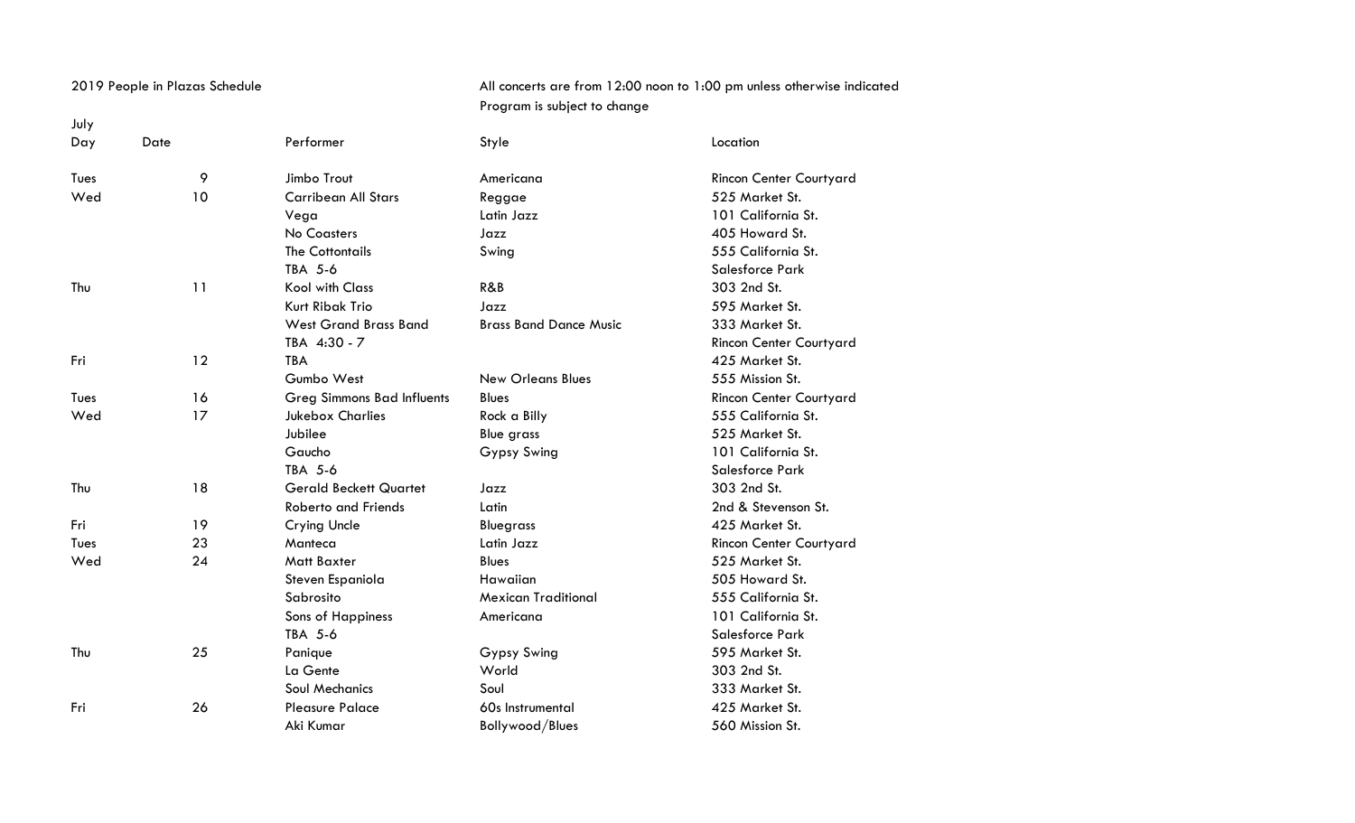2019 People in Plazas Schedule

All concerts are from 12:00 noon to 1:00 pm unless otherwise indicated
Program is subject to change

July

| Day | Date | Performer | Style | Location |
|---|---|---|---|---|
| Tues | 9 | Jimbo Trout | Americana | Rincon Center Courtyard |
| Wed | 10 | Carribean All Stars | Reggae | 525 Market St. |
| | | Vega | Latin Jazz | 101 California St. |
| | | No Coasters | Jazz | 405 Howard St. |
| | | The Cottontails | Swing | 555 California St. |
| | | TBA 5-6 | | Salesforce Park |
| Thu | 11 | Kool with Class | R&B | 303 2nd St. |
| | | Kurt Ribak Trio | Jazz | 595 Market St. |
| | | West Grand Brass Band | Brass Band Dance Music | 333 Market St. |
| | | TBA 4:30 - 7 | | Rincon Center Courtyard |
| Fri | 12 | TBA | | 425 Market St. |
| | | Gumbo West | New Orleans Blues | 555 Mission St. |
| Tues | 16 | Greg Simmons Bad Influents | Blues | Rincon Center Courtyard |
| Wed | 17 | Jukebox Charlies | Rock a Billy | 555 California St. |
| | | Jubilee | Blue grass | 525 Market St. |
| | | Gaucho | Gypsy Swing | 101 California St. |
| | | TBA 5-6 | | Salesforce Park |
| Thu | 18 | Gerald Beckett Quartet | Jazz | 303 2nd St. |
| | | Roberto and Friends | Latin | 2nd & Stevenson St. |
| Fri | 19 | Crying Uncle | Bluegrass | 425 Market St. |
| Tues | 23 | Manteca | Latin Jazz | Rincon Center Courtyard |
| Wed | 24 | Matt Baxter | Blues | 525 Market St. |
| | | Steven Espaniola | Hawaiian | 505 Howard St. |
| | | Sabrosito | Mexican Traditional | 555 California St. |
| | | Sons of Happiness | Americana | 101 California St. |
| | | TBA 5-6 | | Salesforce Park |
| Thu | 25 | Panique | Gypsy Swing | 595 Market St. |
| | | La Gente | World | 303 2nd St. |
| | | Soul Mechanics | Soul | 333 Market St. |
| Fri | 26 | Pleasure Palace | 60s Instrumental | 425 Market St. |
| | | Aki Kumar | Bollywood/Blues | 560 Mission St. |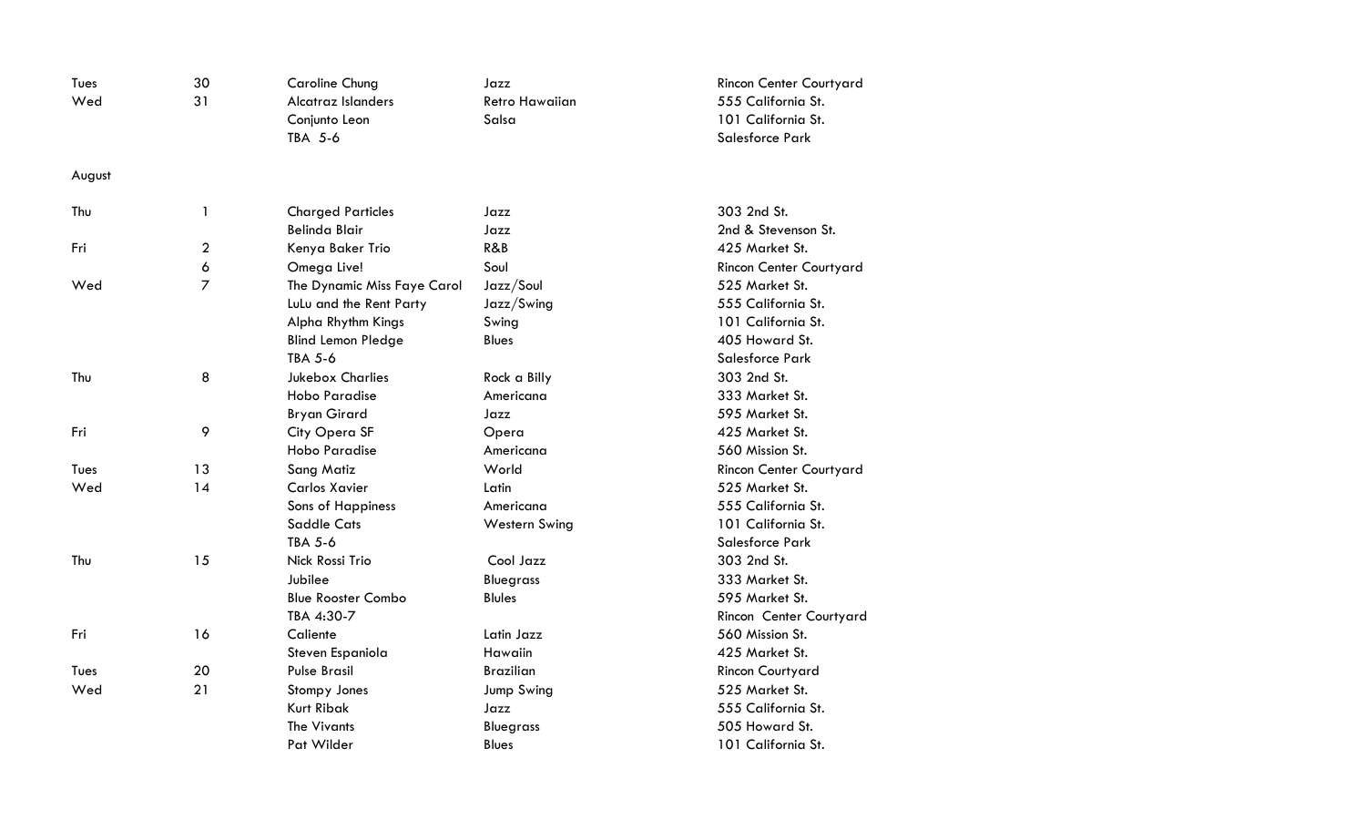| | | | | |
|---|---|---|---|---|
| Tues | 30 | Caroline Chung | Jazz | Rincon Center Courtyard |
| Wed | 31 | Alcatraz Islanders | Retro Hawaiian | 555 California St. |
| | | Conjunto Leon | Salsa | 101 California St. |
| | | TBA 5-6 | | Salesforce Park |

August

| | | | | |
|---|---|---|---|---|
| Thu | 1 | Charged Particles | Jazz | 303 2nd St. |
| | | Belinda Blair | Jazz | 2nd & Stevenson St. |
| Fri | 2 | Kenya Baker Trio | R&B | 425 Market St. |
| | 6 | Omega Live! | Soul | Rincon Center Courtyard |
| Wed | 7 | The Dynamic Miss Faye Carol | Jazz/Soul | 525 Market St. |
| | | LuLu and the Rent Party | Jazz/Swing | 555 California St. |
| | | Alpha Rhythm Kings | Swing | 101 California St. |
| | | Blind Lemon Pledge | Blues | 405 Howard St. |
| | | TBA 5-6 | | Salesforce Park |
| Thu | 8 | Jukebox Charlies | Rock a Billy | 303 2nd St. |
| | | Hobo Paradise | Americana | 333 Market St. |
| | | Bryan Girard | Jazz | 595 Market St. |
| Fri | 9 | City Opera SF | Opera | 425 Market St. |
| | | Hobo Paradise | Americana | 560 Mission St. |
| Tues | 13 | Sang Matiz | World | Rincon Center Courtyard |
| Wed | 14 | Carlos Xavier | Latin | 525 Market St. |
| | | Sons of Happiness | Americana | 555 California St. |
| | | Saddle Cats | Western Swing | 101 California St. |
| | | TBA 5-6 | | Salesforce Park |
| Thu | 15 | Nick Rossi Trio | Cool Jazz | 303 2nd St. |
| | | Jubilee | Bluegrass | 333 Market St. |
| | | Blue Rooster Combo | Blules | 595 Market St. |
| | | TBA 4:30-7 | | Rincon Center Courtyard |
| Fri | 16 | Caliente | Latin Jazz | 560 Mission St. |
| | | Steven Espaniola | Hawaiin | 425 Market St. |
| Tues | 20 | Pulse Brasil | Brazilian | Rincon Courtyard |
| Wed | 21 | Stompy Jones | Jump Swing | 525 Market St. |
| | | Kurt Ribak | Jazz | 555 California St. |
| | | The Vivants | Bluegrass | 505 Howard St. |
| | | Pat Wilder | Blues | 101 California St. |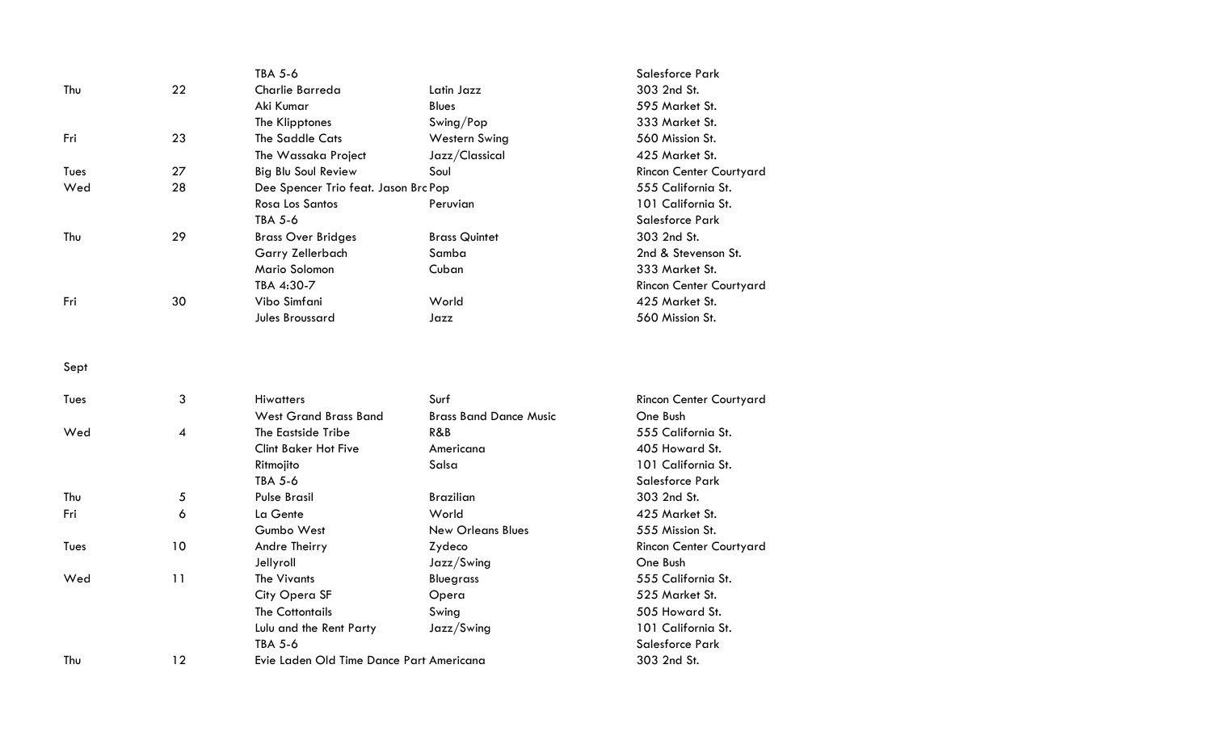| | | | | |
|---|---|---|---|---|
| | | TBA 5-6 | | Salesforce Park |
| Thu | 22 | Charlie Barreda | Latin Jazz | 303 2nd St. |
| | | Aki Kumar | Blues | 595 Market St. |
| | | The Klipptones | Swing/Pop | 333 Market St. |
| Fri | 23 | The Saddle Cats | Western Swing | 560 Mission St. |
| | | The Wassaka Project | Jazz/Classical | 425 Market St. |
| Tues | 27 | Big Blu Soul Review | Soul | Rincon Center Courtyard |
| Wed | 28 | Dee Spencer Trio feat. Jason Brc | Pop | 555 California St. |
| | | Rosa Los Santos | Peruvian | 101 California St. |
| | | TBA 5-6 | | Salesforce Park |
| Thu | 29 | Brass Over Bridges | Brass Quintet | 303 2nd St. |
| | | Garry Zellerbach | Samba | 2nd & Stevenson St. |
| | | Mario Solomon | Cuban | 333 Market St. |
| | | TBA 4:30-7 | | Rincon Center Courtyard |
| Fri | 30 | Vibo Simfani | World | 425 Market St. |
| | | Jules Broussard | Jazz | 560 Mission St. |
| | | | | |
| Sept | | | | |
| | | | | |
| Tues | 3 | Hiwatters | Surf | Rincon Center Courtyard |
| | | West Grand Brass Band | Brass Band Dance Music | One Bush |
| Wed | 4 | The Eastside Tribe | R&B | 555 California St. |
| | | Clint Baker Hot Five | Americana | 405 Howard St. |
| | | Ritmojito | Salsa | 101 California St. |
| | | TBA 5-6 | | Salesforce Park |
| Thu | 5 | Pulse Brasil | Brazilian | 303 2nd St. |
| Fri | 6 | La Gente | World | 425 Market St. |
| | | Gumbo West | New Orleans Blues | 555 Mission St. |
| Tues | 10 | Andre Theirry | Zydeco | Rincon Center Courtyard |
| | | Jellyroll | Jazz/Swing | One Bush |
| Wed | 11 | The Vivants | Bluegrass | 555 California St. |
| | | City Opera SF | Opera | 525 Market St. |
| | | The Cottontails | Swing | 505 Howard St. |
| | | Lulu and the Rent Party | Jazz/Swing | 101 California St. |
| | | TBA 5-6 | | Salesforce Park |
| Thu | 12 | Evie Laden Old Time Dance Part | Americana | 303 2nd St. |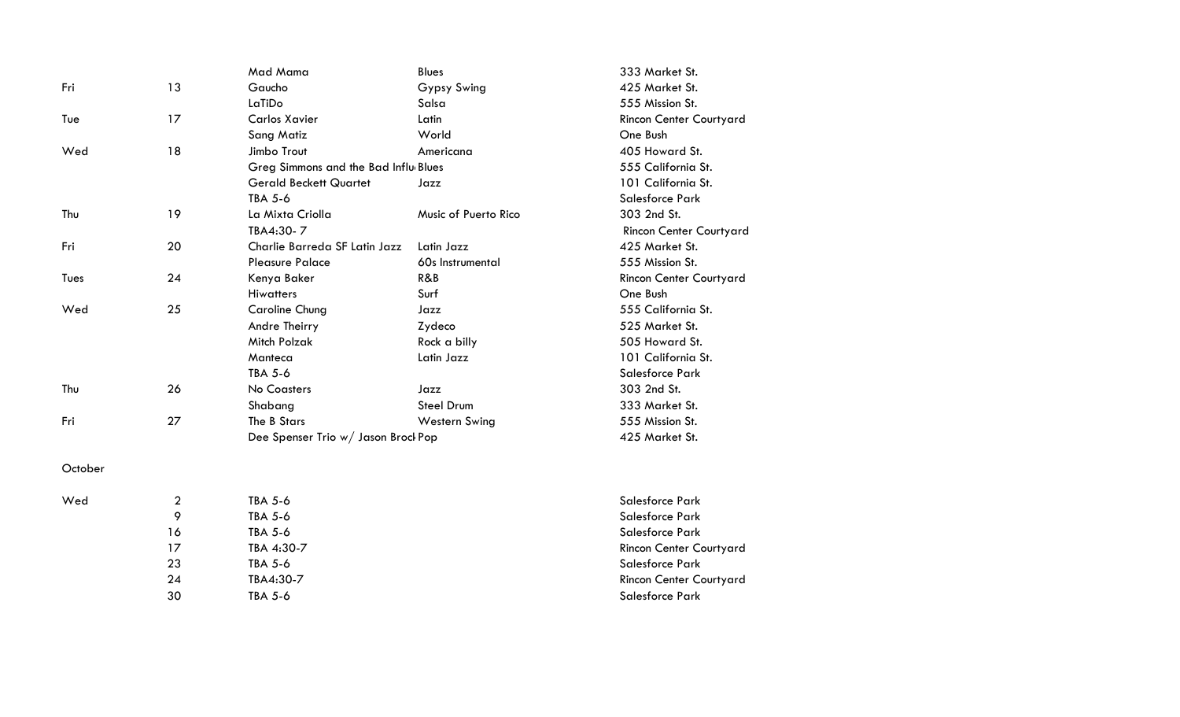| | | | | |
|---|---|---|---|---|
| | | Mad Mama | Blues | 333 Market St. |
| Fri | 13 | Gaucho | Gypsy Swing | 425 Market St. |
| | | LaTiDo | Salsa | 555 Mission St. |
| Tue | 17 | Carlos Xavier | Latin | Rincon Center Courtyard |
| | | Sang Matiz | World | One Bush |
| Wed | 18 | Jimbo Trout | Americana | 405 Howard St. |
| | | Greg Simmons and the Bad Influ | Blues | 555 California St. |
| | | Gerald Beckett Quartet | Jazz | 101 California St. |
| | | TBA 5-6 | | Salesforce Park |
| Thu | 19 | La Mixta Criolla | Music of Puerto Rico | 303 2nd St. |
| | | TBA4:30- 7 | | Rincon Center Courtyard |
| Fri | 20 | Charlie Barreda SF Latin Jazz | Latin Jazz | 425 Market St. |
| | | Pleasure Palace | 60s Instrumental | 555 Mission St. |
| Tues | 24 | Kenya Baker | R&B | Rincon Center Courtyard |
| | | Hiwatters | Surf | One Bush |
| Wed | 25 | Caroline Chung | Jazz | 555 California St. |
| | | Andre Theirry | Zydeco | 525 Market St. |
| | | Mitch Polzak | Rock a billy | 505 Howard St. |
| | | Manteca | Latin Jazz | 101 California St. |
| | | TBA 5-6 | | Salesforce Park |
| Thu | 26 | No Coasters | Jazz | 303 2nd St. |
| | | Shabang | Steel Drum | 333 Market St. |
| Fri | 27 | The B Stars | Western Swing | 555 Mission St. |
| | | Dee Spenser Trio w/ Jason Brock | Pop | 425 Market St. |

October

| | | | | |
|---|---|---|---|---|
| Wed | 2 | TBA 5-6 | | Salesforce Park |
| | 9 | TBA 5-6 | | Salesforce Park |
| | 16 | TBA 5-6 | | Salesforce Park |
| | 17 | TBA 4:30-7 | | Rincon Center Courtyard |
| | 23 | TBA 5-6 | | Salesforce Park |
| | 24 | TBA4:30-7 | | Rincon Center Courtyard |
| | 30 | TBA 5-6 | | Salesforce Park |